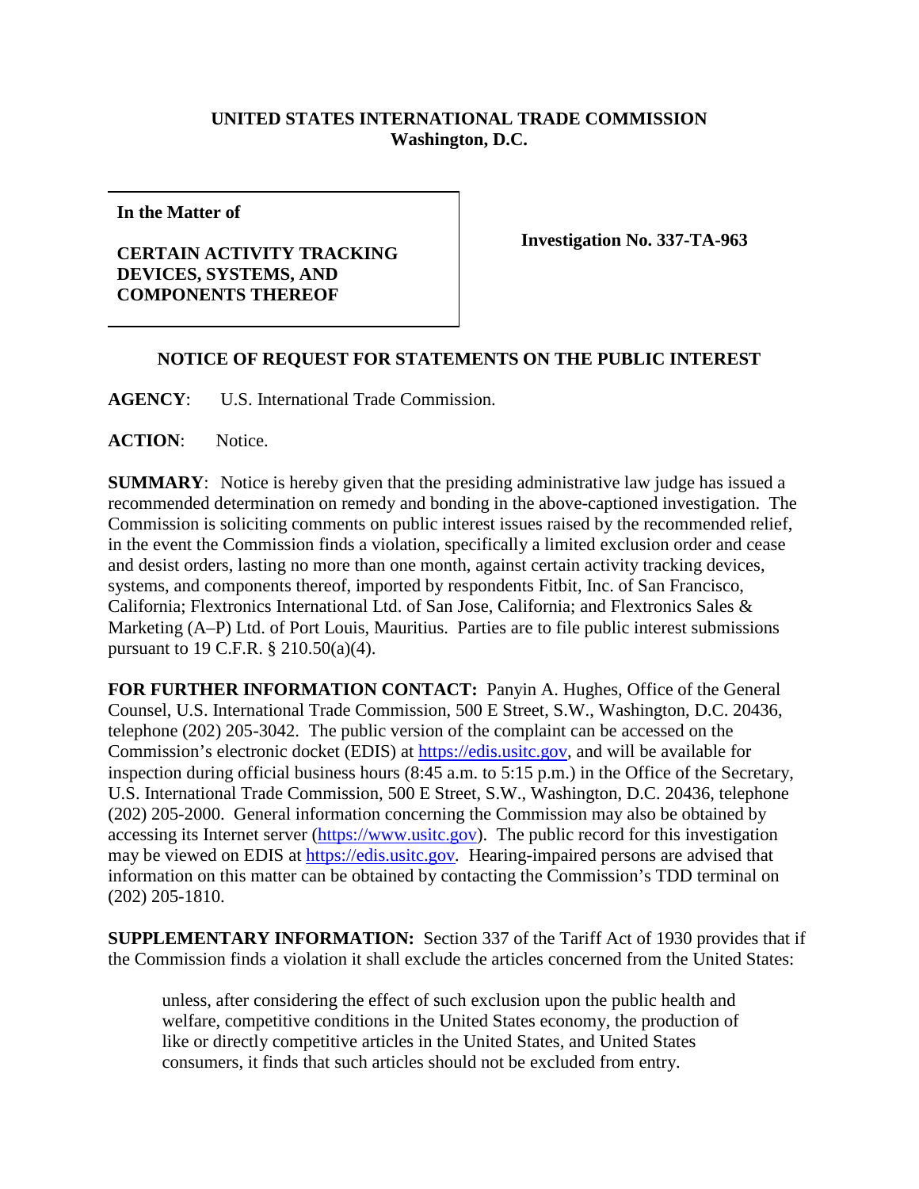**UNITED STATES INTERNATIONAL TRADE COMMISSION**
**Washington, D.C.**

**In the Matter of**

**CERTAIN ACTIVITY TRACKING DEVICES, SYSTEMS, AND COMPONENTS THEREOF**

**Investigation No. 337-TA-963**

**NOTICE OF REQUEST FOR STATEMENTS ON THE PUBLIC INTEREST**

**AGENCY**: U.S. International Trade Commission.

**ACTION**: Notice.

**SUMMARY**: Notice is hereby given that the presiding administrative law judge has issued a recommended determination on remedy and bonding in the above-captioned investigation. The Commission is soliciting comments on public interest issues raised by the recommended relief, in the event the Commission finds a violation, specifically a limited exclusion order and cease and desist orders, lasting no more than one month, against certain activity tracking devices, systems, and components thereof, imported by respondents Fitbit, Inc. of San Francisco, California; Flextronics International Ltd. of San Jose, California; and Flextronics Sales & Marketing (A–P) Ltd. of Port Louis, Mauritius. Parties are to file public interest submissions pursuant to 19 C.F.R. § 210.50(a)(4).

**FOR FURTHER INFORMATION CONTACT:** Panyin A. Hughes, Office of the General Counsel, U.S. International Trade Commission, 500 E Street, S.W., Washington, D.C. 20436, telephone (202) 205-3042. The public version of the complaint can be accessed on the Commission's electronic docket (EDIS) at https://edis.usitc.gov, and will be available for inspection during official business hours (8:45 a.m. to 5:15 p.m.) in the Office of the Secretary, U.S. International Trade Commission, 500 E Street, S.W., Washington, D.C. 20436, telephone (202) 205-2000. General information concerning the Commission may also be obtained by accessing its Internet server (https://www.usitc.gov). The public record for this investigation may be viewed on EDIS at https://edis.usitc.gov. Hearing-impaired persons are advised that information on this matter can be obtained by contacting the Commission's TDD terminal on (202) 205-1810.

**SUPPLEMENTARY INFORMATION:** Section 337 of the Tariff Act of 1930 provides that if the Commission finds a violation it shall exclude the articles concerned from the United States:

> unless, after considering the effect of such exclusion upon the public health and welfare, competitive conditions in the United States economy, the production of like or directly competitive articles in the United States, and United States consumers, it finds that such articles should not be excluded from entry.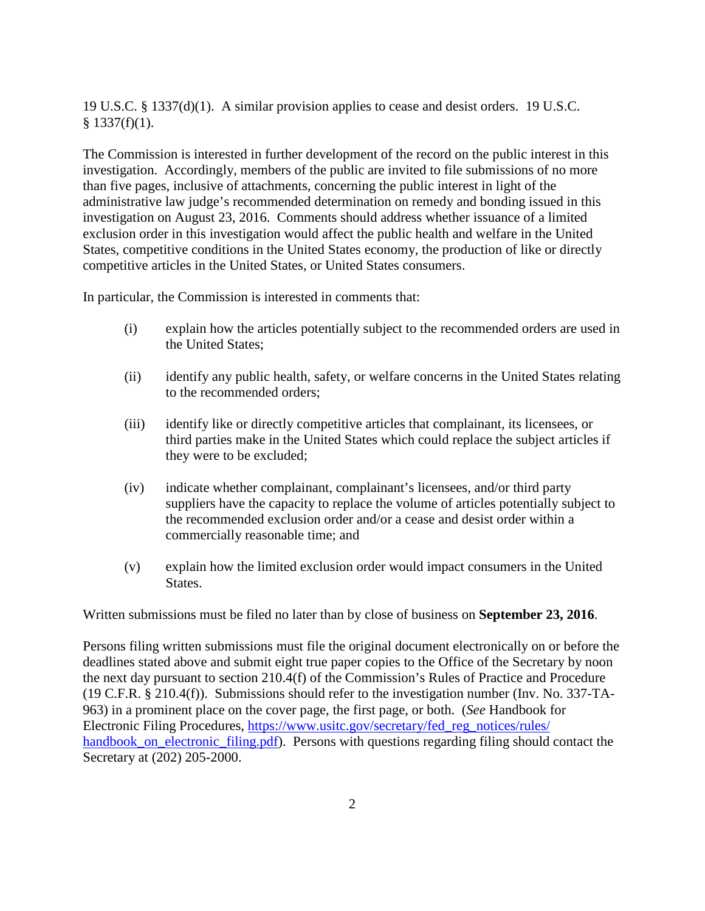19 U.S.C. § 1337(d)(1). A similar provision applies to cease and desist orders. 19 U.S.C. § 1337(f)(1).

The Commission is interested in further development of the record on the public interest in this investigation. Accordingly, members of the public are invited to file submissions of no more than five pages, inclusive of attachments, concerning the public interest in light of the administrative law judge's recommended determination on remedy and bonding issued in this investigation on August 23, 2016. Comments should address whether issuance of a limited exclusion order in this investigation would affect the public health and welfare in the United States, competitive conditions in the United States economy, the production of like or directly competitive articles in the United States, or United States consumers.

In particular, the Commission is interested in comments that:

(i) explain how the articles potentially subject to the recommended orders are used in the United States;

(ii) identify any public health, safety, or welfare concerns in the United States relating to the recommended orders;

(iii) identify like or directly competitive articles that complainant, its licensees, or third parties make in the United States which could replace the subject articles if they were to be excluded;

(iv) indicate whether complainant, complainant's licensees, and/or third party suppliers have the capacity to replace the volume of articles potentially subject to the recommended exclusion order and/or a cease and desist order within a commercially reasonable time; and

(v) explain how the limited exclusion order would impact consumers in the United States.

Written submissions must be filed no later than by close of business on **September 23, 2016**.

Persons filing written submissions must file the original document electronically on or before the deadlines stated above and submit eight true paper copies to the Office of the Secretary by noon the next day pursuant to section 210.4(f) of the Commission's Rules of Practice and Procedure (19 C.F.R. § 210.4(f)). Submissions should refer to the investigation number (Inv. No. 337-TA-963) in a prominent place on the cover page, the first page, or both. (*See* Handbook for Electronic Filing Procedures, https://www.usitc.gov/secretary/fed_reg_notices/rules/handbook_on_electronic_filing.pdf). Persons with questions regarding filing should contact the Secretary at (202) 205-2000.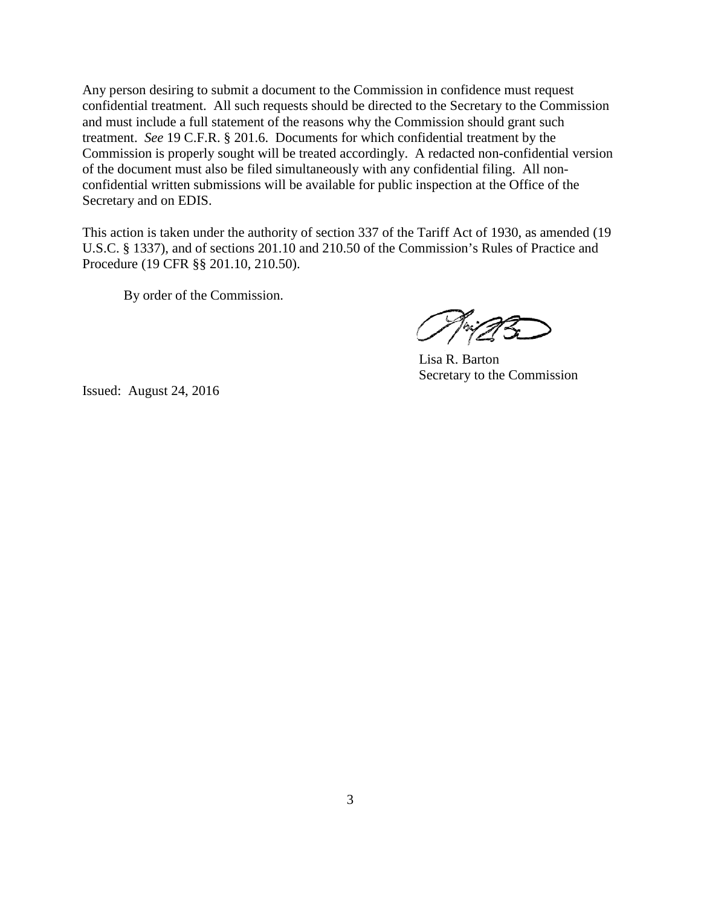Any person desiring to submit a document to the Commission in confidence must request confidential treatment. All such requests should be directed to the Secretary to the Commission and must include a full statement of the reasons why the Commission should grant such treatment. *See* 19 C.F.R. § 201.6. Documents for which confidential treatment by the Commission is properly sought will be treated accordingly. A redacted non-confidential version of the document must also be filed simultaneously with any confidential filing. All non-confidential written submissions will be available for public inspection at the Office of the Secretary and on EDIS.

This action is taken under the authority of section 337 of the Tariff Act of 1930, as amended (19 U.S.C. § 1337), and of sections 201.10 and 210.50 of the Commission's Rules of Practice and Procedure (19 CFR §§ 201.10, 210.50).

By order of the Commission.

Lisa R. Barton
Secretary to the Commission

Issued: August 24, 2016